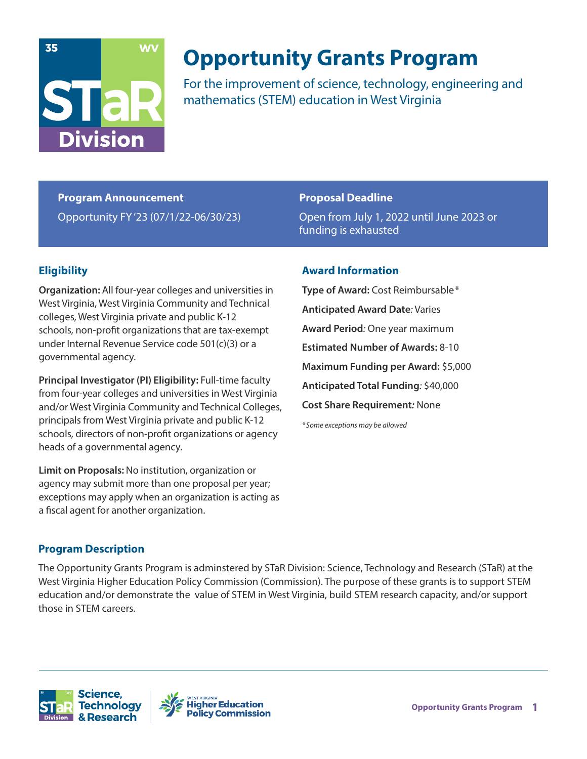# Opportunity Grants Program

For the improvement of science, technology, engineering and mathematics (STEM) education in West Virginia

**Program Announcement**

Opportunity FY '23 (07/1/22-06/30/23)

**Proposal Deadline**

Open from July 1, 2022 until June 2023 or funding is exhausted

## Eligibility

**Organization:** All four-year colleges and universities in West Virginia, West Virginia Community and Technical colleges, West Virginia private and public K-12 schools, non-profit organizations that are tax-exempt under Internal Revenue Service code 501(c)(3) or a governmental agency.

**Principal Investigator (PI) Eligibility:** Full-time faculty from four-year colleges and universities in West Virginia and/or West Virginia Community and Technical Colleges, principals from West Virginia private and public K-12 schools, directors of non-profit organizations or agency heads of a governmental agency.

**Limit on Proposals:** No institution, organization or agency may submit more than one proposal per year; exceptions may apply when an organization is acting as a fiscal agent for another organization.

## Award Information

**Type of Award:** Cost Reimbursable*

**Anticipated Award Date***:* Varies

**Award Period***:* One year maximum

**Estimated Number of Awards:** 8-10

**Maximum Funding per Award:** $5,000

**Anticipated Total Funding***:* $40,000

**Cost Share Requirement***:* None

*\* Some exceptions may be allowed*

## Program Description

The Opportunity Grants Program is adminstered by STaR Division: Science, Technology and Research (STaR) at the West Virginia Higher Education Policy Commission (Commission). The purpose of these grants is to support STEM education and/or demonstrate the value of STEM in West Virginia, build STEM research capacity, and/or support those in STEM careers.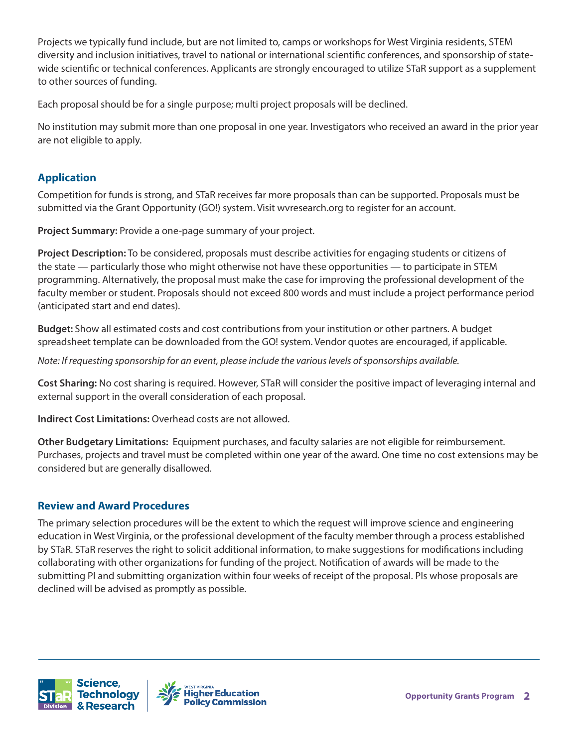Projects we typically fund include, but are not limited to, camps or workshops for West Virginia residents, STEM diversity and inclusion initiatives, travel to national or international scientific conferences, and sponsorship of state-wide scientific or technical conferences. Applicants are strongly encouraged to utilize STaR support as a supplement to other sources of funding.

Each proposal should be for a single purpose; multi project proposals will be declined.

No institution may submit more than one proposal in one year. Investigators who received an award in the prior year are not eligible to apply.

## Application

Competition for funds is strong, and STaR receives far more proposals than can be supported. Proposals must be submitted via the Grant Opportunity (GO!) system. Visit wvresearch.org to register for an account.

**Project Summary:** Provide a one-page summary of your project.

**Project Description:** To be considered, proposals must describe activities for engaging students or citizens of the state — particularly those who might otherwise not have these opportunities — to participate in STEM programming. Alternatively, the proposal must make the case for improving the professional development of the faculty member or student. Proposals should not exceed 800 words and must include a project performance period (anticipated start and end dates).

**Budget:** Show all estimated costs and cost contributions from your institution or other partners. A budget spreadsheet template can be downloaded from the GO! system. Vendor quotes are encouraged, if applicable.

*Note: If requesting sponsorship for an event, please include the various levels of sponsorships available.*

**Cost Sharing:** No cost sharing is required. However, STaR will consider the positive impact of leveraging internal and external support in the overall consideration of each proposal.

**Indirect Cost Limitations:** Overhead costs are not allowed.

**Other Budgetary Limitations:** Equipment purchases, and faculty salaries are not eligible for reimbursement. Purchases, projects and travel must be completed within one year of the award. One time no cost extensions may be considered but are generally disallowed.

## Review and Award Procedures

The primary selection procedures will be the extent to which the request will improve science and engineering education in West Virginia, or the professional development of the faculty member through a process established by STaR. STaR reserves the right to solicit additional information, to make suggestions for modifications including collaborating with other organizations for funding of the project. Notification of awards will be made to the submitting PI and submitting organization within four weeks of receipt of the proposal. PIs whose proposals are declined will be advised as promptly as possible.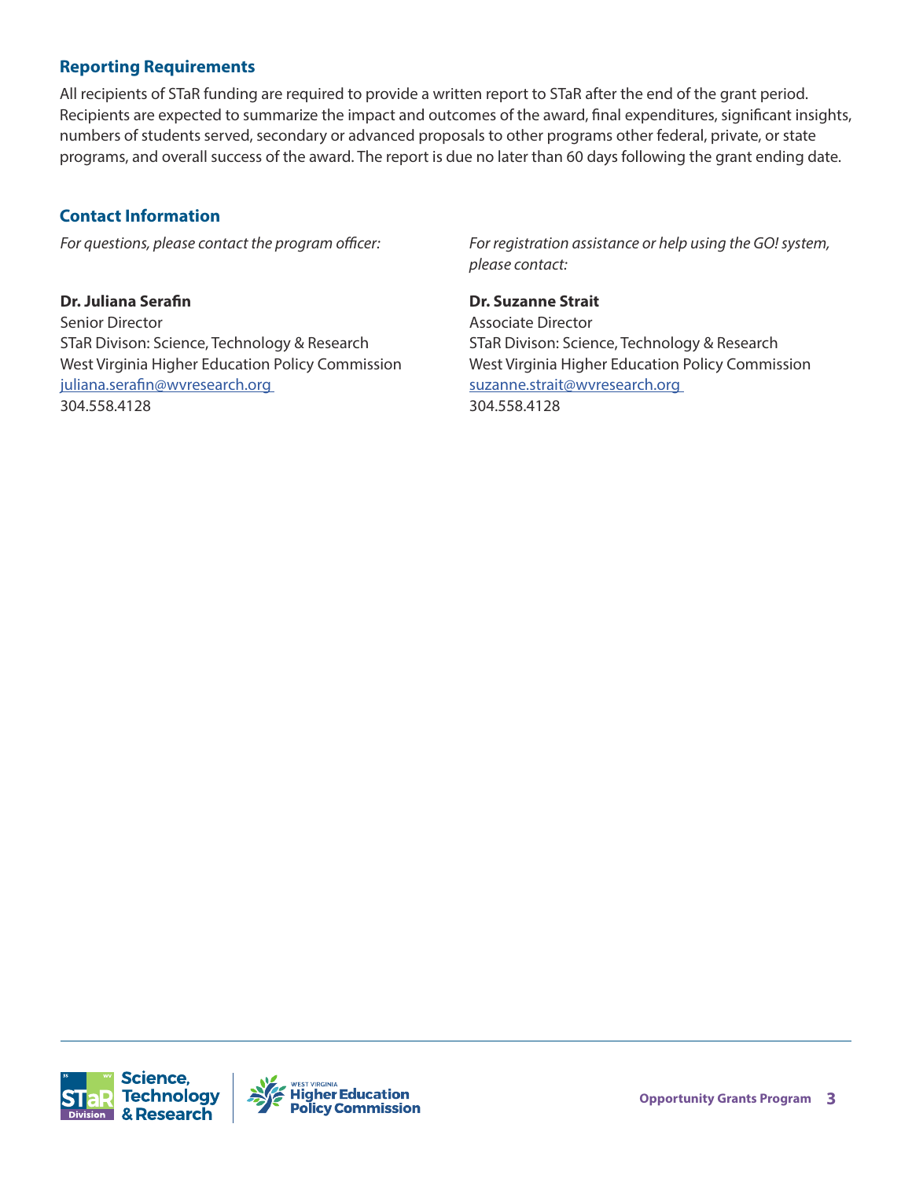## Reporting Requirements

All recipients of STaR funding are required to provide a written report to STaR after the end of the grant period. Recipients are expected to summarize the impact and outcomes of the award, final expenditures, significant insights, numbers of students served, secondary or advanced proposals to other programs other federal, private, or state programs, and overall success of the award. The report is due no later than 60 days following the grant ending date.

## Contact Information

*For questions, please contact the program officer:*

**Dr. Juliana Serafin**
Senior Director
STaR Divison: Science, Technology & Research
West Virginia Higher Education Policy Commission
juliana.serafin@wvresearch.org
304.558.4128

*For registration assistance or help using the GO! system, please contact:*

**Dr. Suzanne Strait**
Associate Director
STaR Divison: Science, Technology & Research
West Virginia Higher Education Policy Commission
suzanne.strait@wvresearch.org
304.558.4128